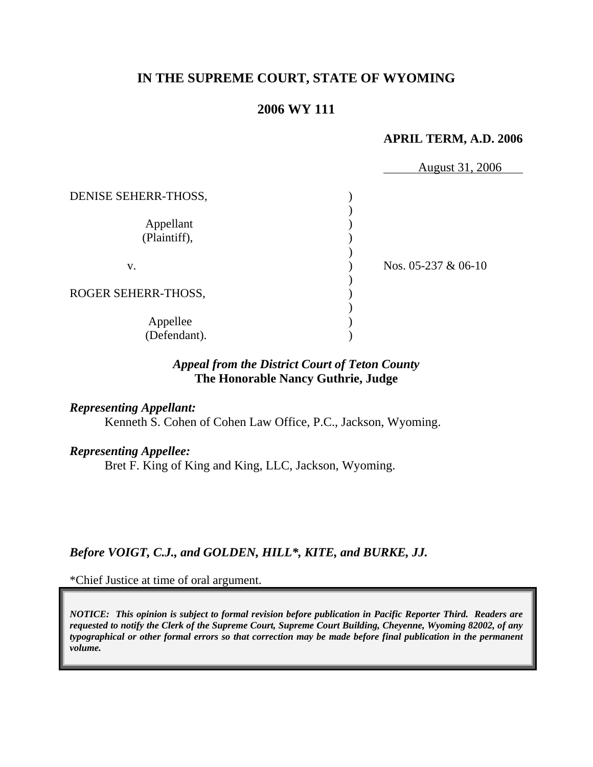# IN THE SUPREME COURT, STATE OF WYOMING

## 2006 WY 111

**APRIL TERM, A.D. 2006**

August 31, 2006

DENISE SEHERR-THOSS,

Appellant (Plaintiff),

v.

ROGER SEHERR-THOSS,

Appellee (Defendant).

Nos. 05-237 & 06-10

*Appeal from the District Court of Teton County*
**The Honorable Nancy Guthrie, Judge**

***Representing Appellant:***
Kenneth S. Cohen of Cohen Law Office, P.C., Jackson, Wyoming.

***Representing Appellee:***
Bret F. King of King and King, LLC, Jackson, Wyoming.

***Before VOIGT, C.J., and GOLDEN, HILL\*, KITE, and BURKE, JJ.***

\*Chief Justice at time of oral argument.

***NOTICE: This opinion is subject to formal revision before publication in Pacific Reporter Third. Readers are requested to notify the Clerk of the Supreme Court, Supreme Court Building, Cheyenne, Wyoming 82002, of any typographical or other formal errors so that correction may be made before final publication in the permanent volume.***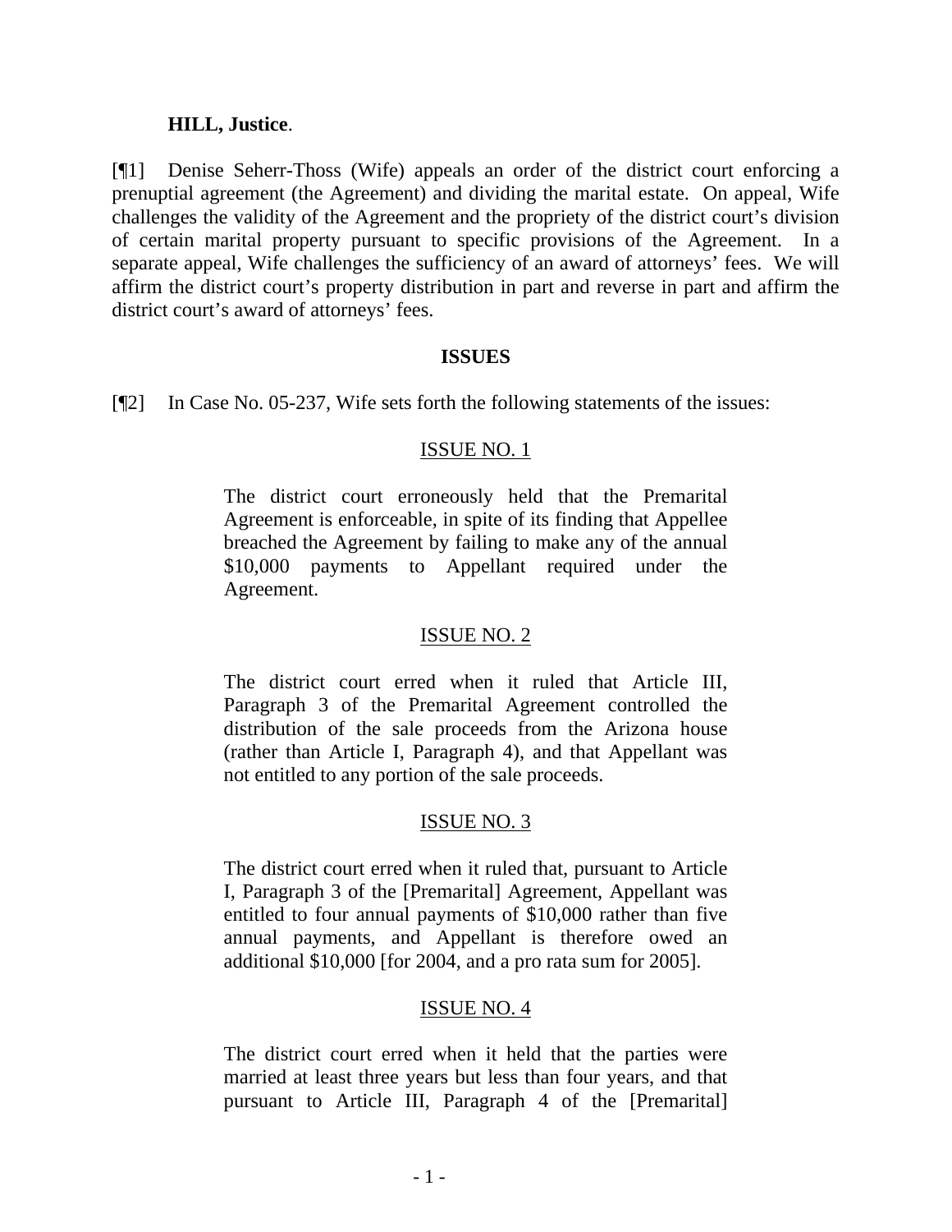**HILL, Justice**.

[¶1] Denise Seherr-Thoss (Wife) appeals an order of the district court enforcing a prenuptial agreement (the Agreement) and dividing the marital estate. On appeal, Wife challenges the validity of the Agreement and the propriety of the district court's division of certain marital property pursuant to specific provisions of the Agreement. In a separate appeal, Wife challenges the sufficiency of an award of attorneys' fees. We will affirm the district court's property distribution in part and reverse in part and affirm the district court's award of attorneys' fees.

## ISSUES

[¶2] In Case No. 05-237, Wife sets forth the following statements of the issues:

> ISSUE NO. 1
>
> The district court erroneously held that the Premarital Agreement is enforceable, in spite of its finding that Appellee breached the Agreement by failing to make any of the annual \$10,000 payments to Appellant required under the Agreement.
>
> ISSUE NO. 2
>
> The district court erred when it ruled that Article III, Paragraph 3 of the Premarital Agreement controlled the distribution of the sale proceeds from the Arizona house (rather than Article I, Paragraph 4), and that Appellant was not entitled to any portion of the sale proceeds.
>
> ISSUE NO. 3
>
> The district court erred when it ruled that, pursuant to Article I, Paragraph 3 of the [Premarital] Agreement, Appellant was entitled to four annual payments of \$10,000 rather than five annual payments, and Appellant is therefore owed an additional \$10,000 [for 2004, and a pro rata sum for 2005].
>
> ISSUE NO. 4
>
> The district court erred when it held that the parties were married at least three years but less than four years, and that pursuant to Article III, Paragraph 4 of the [Premarital]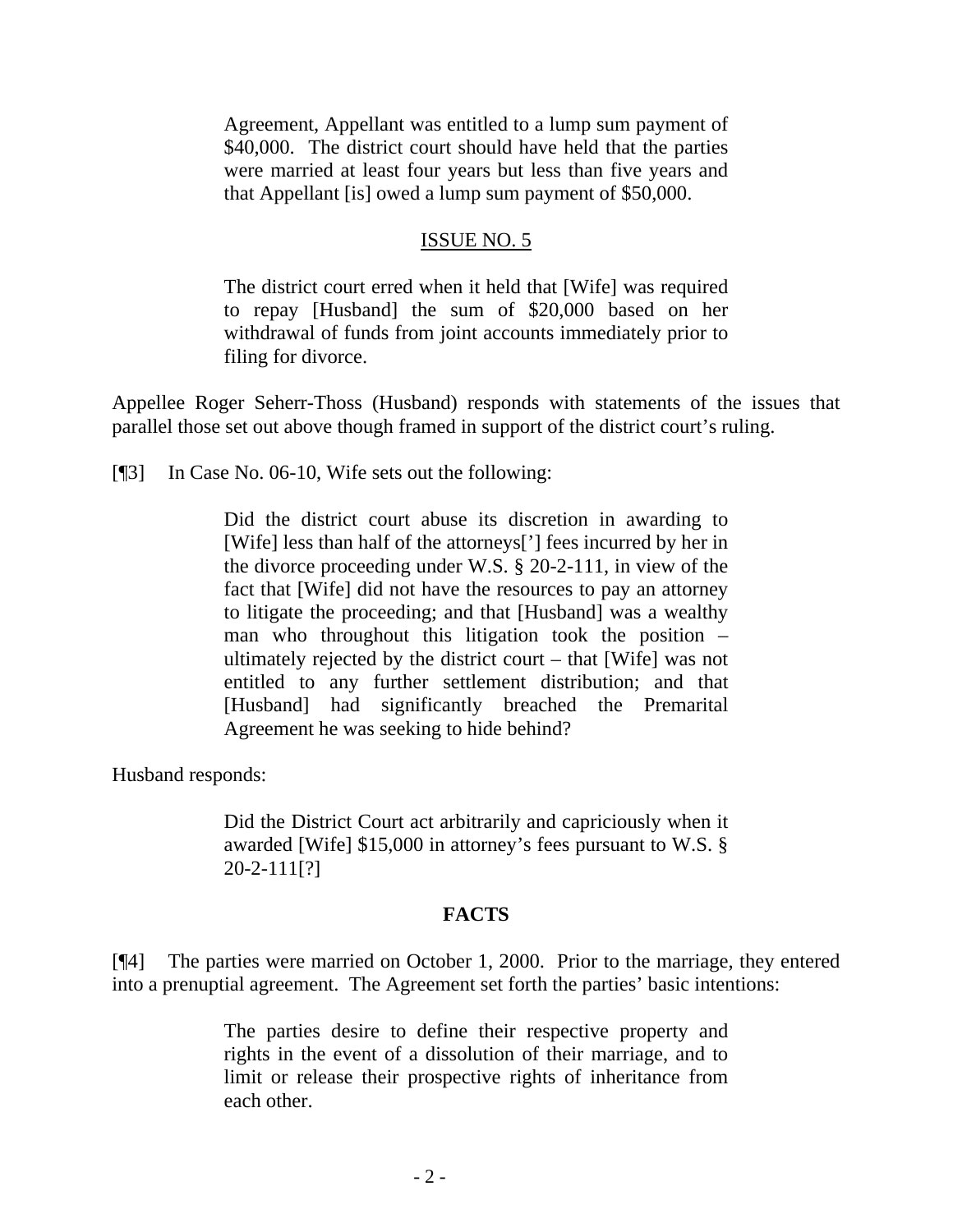> Agreement, Appellant was entitled to a lump sum payment of $40,000. The district court should have held that the parties were married at least four years but less than five years and that Appellant [is] owed a lump sum payment of $50,000.
>
> ISSUE NO. 5
>
> The district court erred when it held that [Wife] was required to repay [Husband] the sum of $20,000 based on her withdrawal of funds from joint accounts immediately prior to filing for divorce.

Appellee Roger Seherr-Thoss (Husband) responds with statements of the issues that parallel those set out above though framed in support of the district court's ruling.

[¶3] In Case No. 06-10, Wife sets out the following:

> Did the district court abuse its discretion in awarding to [Wife] less than half of the attorneys['] fees incurred by her in the divorce proceeding under W.S. § 20-2-111, in view of the fact that [Wife] did not have the resources to pay an attorney to litigate the proceeding; and that [Husband] was a wealthy man who throughout this litigation took the position – ultimately rejected by the district court – that [Wife] was not entitled to any further settlement distribution; and that [Husband] had significantly breached the Premarital Agreement he was seeking to hide behind?

Husband responds:

> Did the District Court act arbitrarily and capriciously when it awarded [Wife] $15,000 in attorney's fees pursuant to W.S. § 20-2-111[?]

## FACTS

[¶4] The parties were married on October 1, 2000. Prior to the marriage, they entered into a prenuptial agreement. The Agreement set forth the parties' basic intentions:

> The parties desire to define their respective property and rights in the event of a dissolution of their marriage, and to limit or release their prospective rights of inheritance from each other.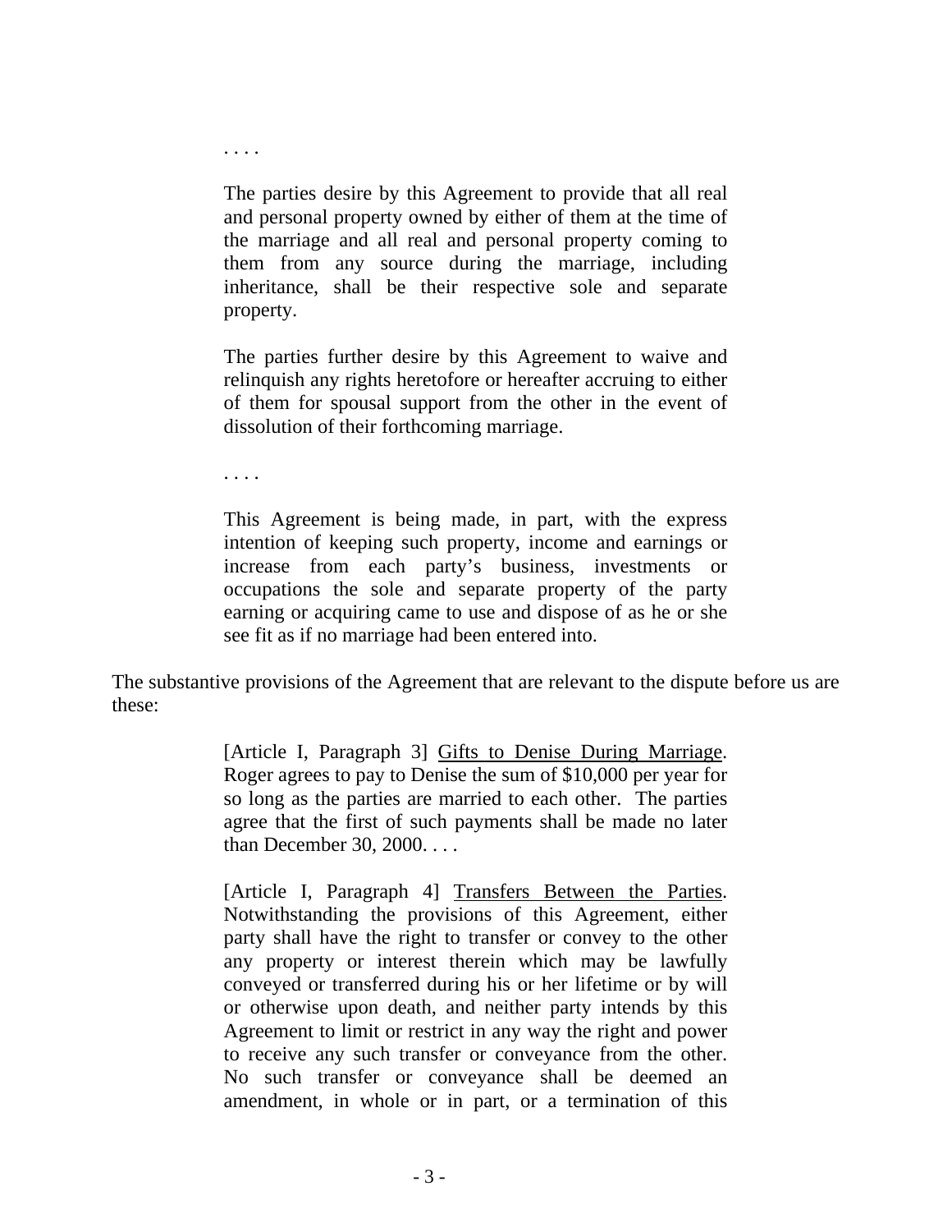> . . . .
>
> The parties desire by this Agreement to provide that all real and personal property owned by either of them at the time of the marriage and all real and personal property coming to them from any source during the marriage, including inheritance, shall be their respective sole and separate property.
>
> The parties further desire by this Agreement to waive and relinquish any rights heretofore or hereafter accruing to either of them for spousal support from the other in the event of dissolution of their forthcoming marriage.
>
> . . . .
>
> This Agreement is being made, in part, with the express intention of keeping such property, income and earnings or increase from each party's business, investments or occupations the sole and separate property of the party earning or acquiring came to use and dispose of as he or she see fit as if no marriage had been entered into.

The substantive provisions of the Agreement that are relevant to the dispute before us are these:

> [Article I, Paragraph 3] <u>Gifts to Denise During Marriage</u>. Roger agrees to pay to Denise the sum of $10,000 per year for so long as the parties are married to each other. The parties agree that the first of such payments shall be made no later than December 30, 2000. . . .
>
> [Article I, Paragraph 4] <u>Transfers Between the Parties</u>. Notwithstanding the provisions of this Agreement, either party shall have the right to transfer or convey to the other any property or interest therein which may be lawfully conveyed or transferred during his or her lifetime or by will or otherwise upon death, and neither party intends by this Agreement to limit or restrict in any way the right and power to receive any such transfer or conveyance from the other. No such transfer or conveyance shall be deemed an amendment, in whole or in part, or a termination of this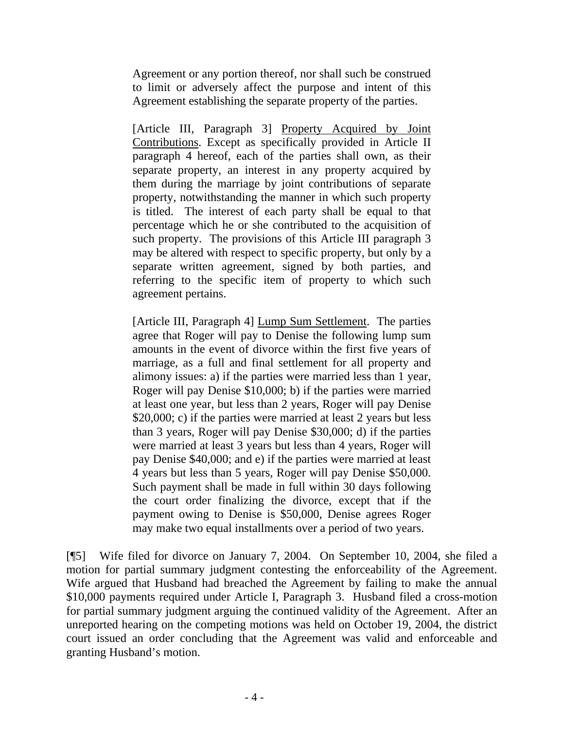> Agreement or any portion thereof, nor shall such be construed to limit or adversely affect the purpose and intent of this Agreement establishing the separate property of the parties.
>
> [Article III, Paragraph 3] <u>Property Acquired by Joint Contributions</u>. Except as specifically provided in Article II paragraph 4 hereof, each of the parties shall own, as their separate property, an interest in any property acquired by them during the marriage by joint contributions of separate property, notwithstanding the manner in which such property is titled. The interest of each party shall be equal to that percentage which he or she contributed to the acquisition of such property. The provisions of this Article III paragraph 3 may be altered with respect to specific property, but only by a separate written agreement, signed by both parties, and referring to the specific item of property to which such agreement pertains.
>
> [Article III, Paragraph 4] <u>Lump Sum Settlement</u>. The parties agree that Roger will pay to Denise the following lump sum amounts in the event of divorce within the first five years of marriage, as a full and final settlement for all property and alimony issues: a) if the parties were married less than 1 year, Roger will pay Denise $10,000; b) if the parties were married at least one year, but less than 2 years, Roger will pay Denise $20,000; c) if the parties were married at least 2 years but less than 3 years, Roger will pay Denise $30,000; d) if the parties were married at least 3 years but less than 4 years, Roger will pay Denise $40,000; and e) if the parties were married at least 4 years but less than 5 years, Roger will pay Denise $50,000. Such payment shall be made in full within 30 days following the court order finalizing the divorce, except that if the payment owing to Denise is $50,000, Denise agrees Roger may make two equal installments over a period of two years.

[¶5] Wife filed for divorce on January 7, 2004. On September 10, 2004, she filed a motion for partial summary judgment contesting the enforceability of the Agreement. Wife argued that Husband had breached the Agreement by failing to make the annual $10,000 payments required under Article I, Paragraph 3. Husband filed a cross-motion for partial summary judgment arguing the continued validity of the Agreement. After an unreported hearing on the competing motions was held on October 19, 2004, the district court issued an order concluding that the Agreement was valid and enforceable and granting Husband's motion.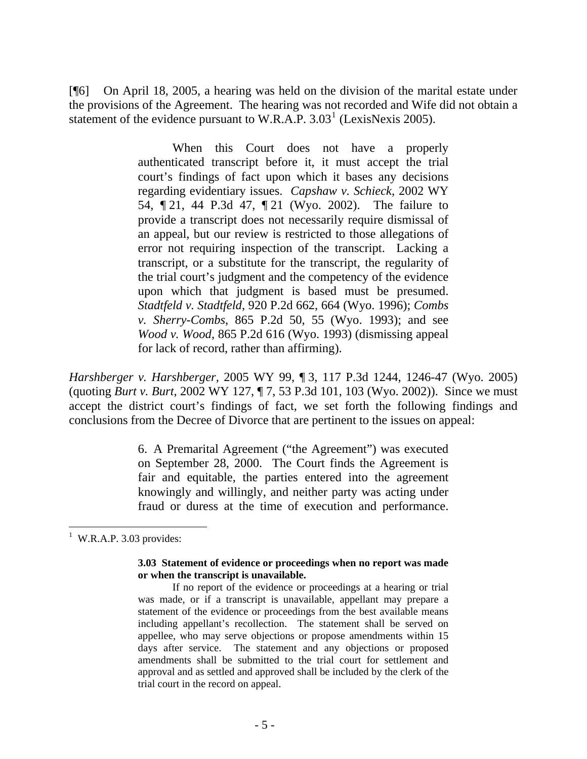[¶6] On April 18, 2005, a hearing was held on the division of the marital estate under the provisions of the Agreement. The hearing was not recorded and Wife did not obtain a statement of the evidence pursuant to W.R.A.P. 3.03[1] (LexisNexis 2005).

> When this Court does not have a properly authenticated transcript before it, it must accept the trial court's findings of fact upon which it bases any decisions regarding evidentiary issues. *Capshaw v. Schieck*, 2002 WY 54, ¶ 21, 44 P.3d 47, ¶ 21 (Wyo. 2002). The failure to provide a transcript does not necessarily require dismissal of an appeal, but our review is restricted to those allegations of error not requiring inspection of the transcript. Lacking a transcript, or a substitute for the transcript, the regularity of the trial court's judgment and the competency of the evidence upon which that judgment is based must be presumed. *Stadtfeld v. Stadtfeld*, 920 P.2d 662, 664 (Wyo. 1996); *Combs v. Sherry-Combs*, 865 P.2d 50, 55 (Wyo. 1993); and see *Wood v. Wood*, 865 P.2d 616 (Wyo. 1993) (dismissing appeal for lack of record, rather than affirming).

*Harshberger v. Harshberger*, 2005 WY 99, ¶ 3, 117 P.3d 1244, 1246-47 (Wyo. 2005) (quoting *Burt v. Burt*, 2002 WY 127, ¶ 7, 53 P.3d 101, 103 (Wyo. 2002)). Since we must accept the district court's findings of fact, we set forth the following findings and conclusions from the Decree of Divorce that are pertinent to the issues on appeal:

> 6. A Premarital Agreement ("the Agreement") was executed on September 28, 2000. The Court finds the Agreement is fair and equitable, the parties entered into the agreement knowingly and willingly, and neither party was acting under fraud or duress at the time of execution and performance.

---

[1] W.R.A.P. 3.03 provides:

> **3.03 Statement of evidence or proceedings when no report was made or when the transcript is unavailable.**
>
> If no report of the evidence or proceedings at a hearing or trial was made, or if a transcript is unavailable, appellant may prepare a statement of the evidence or proceedings from the best available means including appellant's recollection. The statement shall be served on appellee, who may serve objections or propose amendments within 15 days after service. The statement and any objections or proposed amendments shall be submitted to the trial court for settlement and approval and as settled and approved shall be included by the clerk of the trial court in the record on appeal.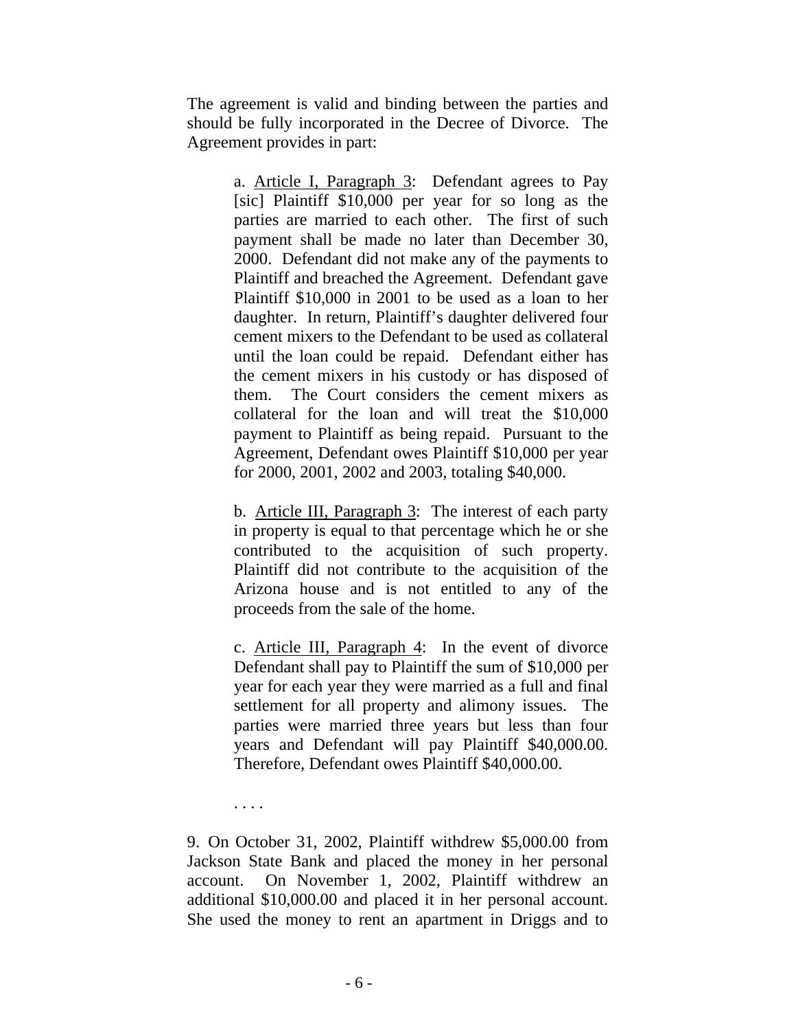The agreement is valid and binding between the parties and should be fully incorporated in the Decree of Divorce. The Agreement provides in part:

> a. <u>Article I, Paragraph 3</u>: Defendant agrees to Pay [sic] Plaintiff $10,000 per year for so long as the parties are married to each other. The first of such payment shall be made no later than December 30, 2000. Defendant did not make any of the payments to Plaintiff and breached the Agreement. Defendant gave Plaintiff $10,000 in 2001 to be used as a loan to her daughter. In return, Plaintiff's daughter delivered four cement mixers to the Defendant to be used as collateral until the loan could be repaid. Defendant either has the cement mixers in his custody or has disposed of them. The Court considers the cement mixers as collateral for the loan and will treat the $10,000 payment to Plaintiff as being repaid. Pursuant to the Agreement, Defendant owes Plaintiff $10,000 per year for 2000, 2001, 2002 and 2003, totaling $40,000.
>
> b. <u>Article III, Paragraph 3</u>: The interest of each party in property is equal to that percentage which he or she contributed to the acquisition of such property. Plaintiff did not contribute to the acquisition of the Arizona house and is not entitled to any of the proceeds from the sale of the home.
>
> c. <u>Article III, Paragraph 4</u>: In the event of divorce Defendant shall pay to Plaintiff the sum of $10,000 per year for each year they were married as a full and final settlement for all property and alimony issues. The parties were married three years but less than four years and Defendant will pay Plaintiff $40,000.00. Therefore, Defendant owes Plaintiff $40,000.00.
>
> . . . .

9. On October 31, 2002, Plaintiff withdrew $5,000.00 from Jackson State Bank and placed the money in her personal account. On November 1, 2002, Plaintiff withdrew an additional $10,000.00 and placed it in her personal account. She used the money to rent an apartment in Driggs and to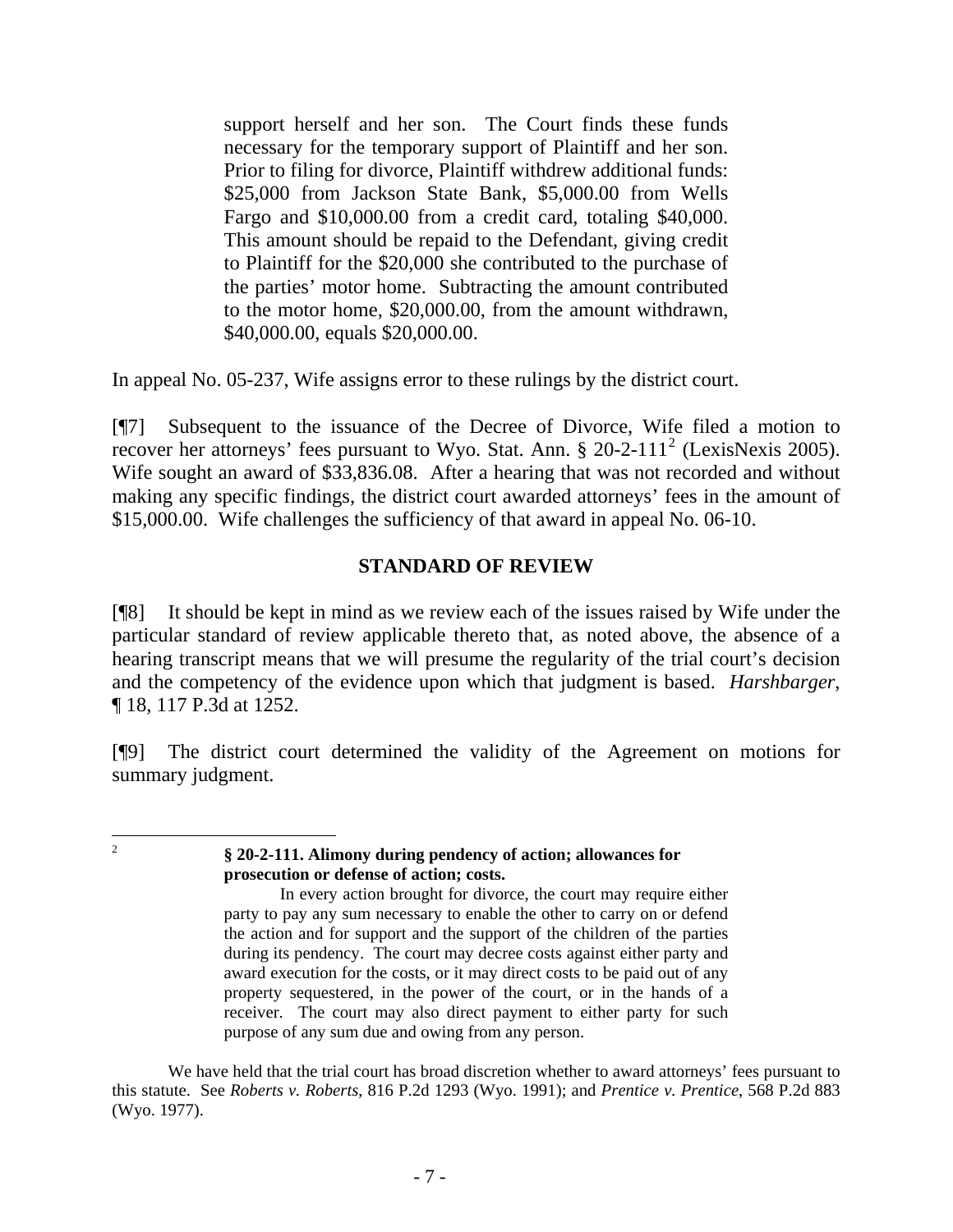> support herself and her son. The Court finds these funds necessary for the temporary support of Plaintiff and her son. Prior to filing for divorce, Plaintiff withdrew additional funds: \$25,000 from Jackson State Bank, \$5,000.00 from Wells Fargo and \$10,000.00 from a credit card, totaling \$40,000. This amount should be repaid to the Defendant, giving credit to Plaintiff for the \$20,000 she contributed to the purchase of the parties' motor home. Subtracting the amount contributed to the motor home, \$20,000.00, from the amount withdrawn, \$40,000.00, equals \$20,000.00.

In appeal No. 05-237, Wife assigns error to these rulings by the district court.

[¶7] Subsequent to the issuance of the Decree of Divorce, Wife filed a motion to recover her attorneys' fees pursuant to Wyo. Stat. Ann. § 20-2-111[2] (LexisNexis 2005). Wife sought an award of \$33,836.08. After a hearing that was not recorded and without making any specific findings, the district court awarded attorneys' fees in the amount of \$15,000.00. Wife challenges the sufficiency of that award in appeal No. 06-10.

## STANDARD OF REVIEW

[¶8] It should be kept in mind as we review each of the issues raised by Wife under the particular standard of review applicable thereto that, as noted above, the absence of a hearing transcript means that we will presume the regularity of the trial court's decision and the competency of the evidence upon which that judgment is based. *Harshbarger*, ¶ 18, 117 P.3d at 1252.

[¶9] The district court determined the validity of the Agreement on motions for summary judgment.

---

[2]

> **§ 20-2-111. Alimony during pendency of action; allowances for prosecution or defense of action; costs.**
>
> In every action brought for divorce, the court may require either party to pay any sum necessary to enable the other to carry on or defend the action and for support and the support of the children of the parties during its pendency. The court may decree costs against either party and award execution for the costs, or it may direct costs to be paid out of any property sequestered, in the power of the court, or in the hands of a receiver. The court may also direct payment to either party for such purpose of any sum due and owing from any person.

We have held that the trial court has broad discretion whether to award attorneys' fees pursuant to this statute. See *Roberts v. Roberts*, 816 P.2d 1293 (Wyo. 1991); and *Prentice v. Prentice*, 568 P.2d 883 (Wyo. 1977).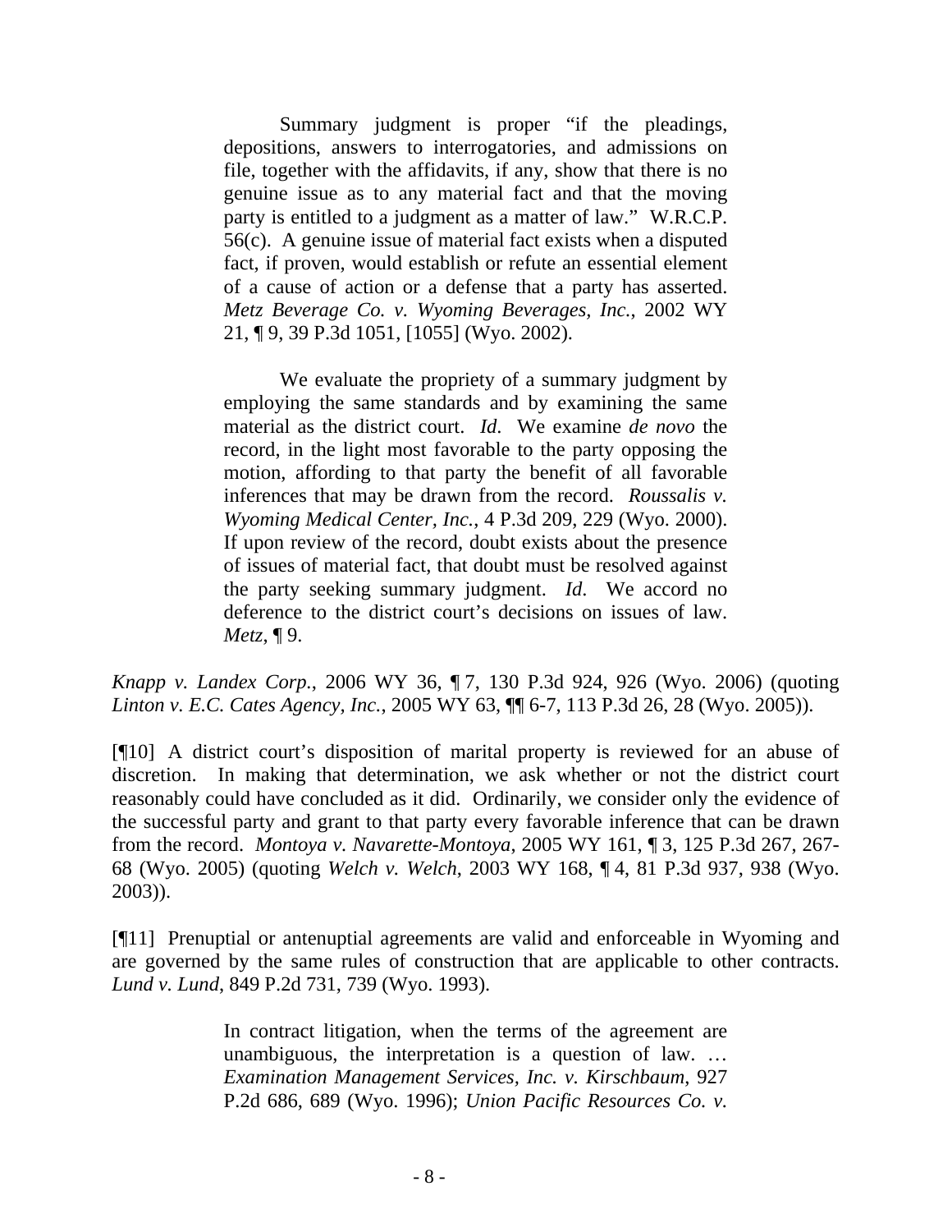> Summary judgment is proper "if the pleadings, depositions, answers to interrogatories, and admissions on file, together with the affidavits, if any, show that there is no genuine issue as to any material fact and that the moving party is entitled to a judgment as a matter of law." W.R.C.P. 56(c). A genuine issue of material fact exists when a disputed fact, if proven, would establish or refute an essential element of a cause of action or a defense that a party has asserted. *Metz Beverage Co. v. Wyoming Beverages, Inc.*, 2002 WY 21, ¶ 9, 39 P.3d 1051, [1055] (Wyo. 2002).
>
> We evaluate the propriety of a summary judgment by employing the same standards and by examining the same material as the district court. *Id*. We examine *de novo* the record, in the light most favorable to the party opposing the motion, affording to that party the benefit of all favorable inferences that may be drawn from the record. *Roussalis v. Wyoming Medical Center, Inc.*, 4 P.3d 209, 229 (Wyo. 2000). If upon review of the record, doubt exists about the presence of issues of material fact, that doubt must be resolved against the party seeking summary judgment. *Id*. We accord no deference to the district court's decisions on issues of law. *Metz*, ¶ 9.

*Knapp v. Landex Corp.*, 2006 WY 36, ¶ 7, 130 P.3d 924, 926 (Wyo. 2006) (quoting *Linton v. E.C. Cates Agency, Inc.*, 2005 WY 63, ¶¶ 6-7, 113 P.3d 26, 28 (Wyo. 2005)).

[¶10] A district court's disposition of marital property is reviewed for an abuse of discretion. In making that determination, we ask whether or not the district court reasonably could have concluded as it did. Ordinarily, we consider only the evidence of the successful party and grant to that party every favorable inference that can be drawn from the record. *Montoya v. Navarette-Montoya*, 2005 WY 161, ¶ 3, 125 P.3d 267, 267-68 (Wyo. 2005) (quoting *Welch v. Welch*, 2003 WY 168, ¶ 4, 81 P.3d 937, 938 (Wyo. 2003)).

[¶11] Prenuptial or antenuptial agreements are valid and enforceable in Wyoming and are governed by the same rules of construction that are applicable to other contracts. *Lund v. Lund*, 849 P.2d 731, 739 (Wyo. 1993).

> In contract litigation, when the terms of the agreement are unambiguous, the interpretation is a question of law. … *Examination Management Services, Inc. v. Kirschbaum*, 927 P.2d 686, 689 (Wyo. 1996); *Union Pacific Resources Co. v.*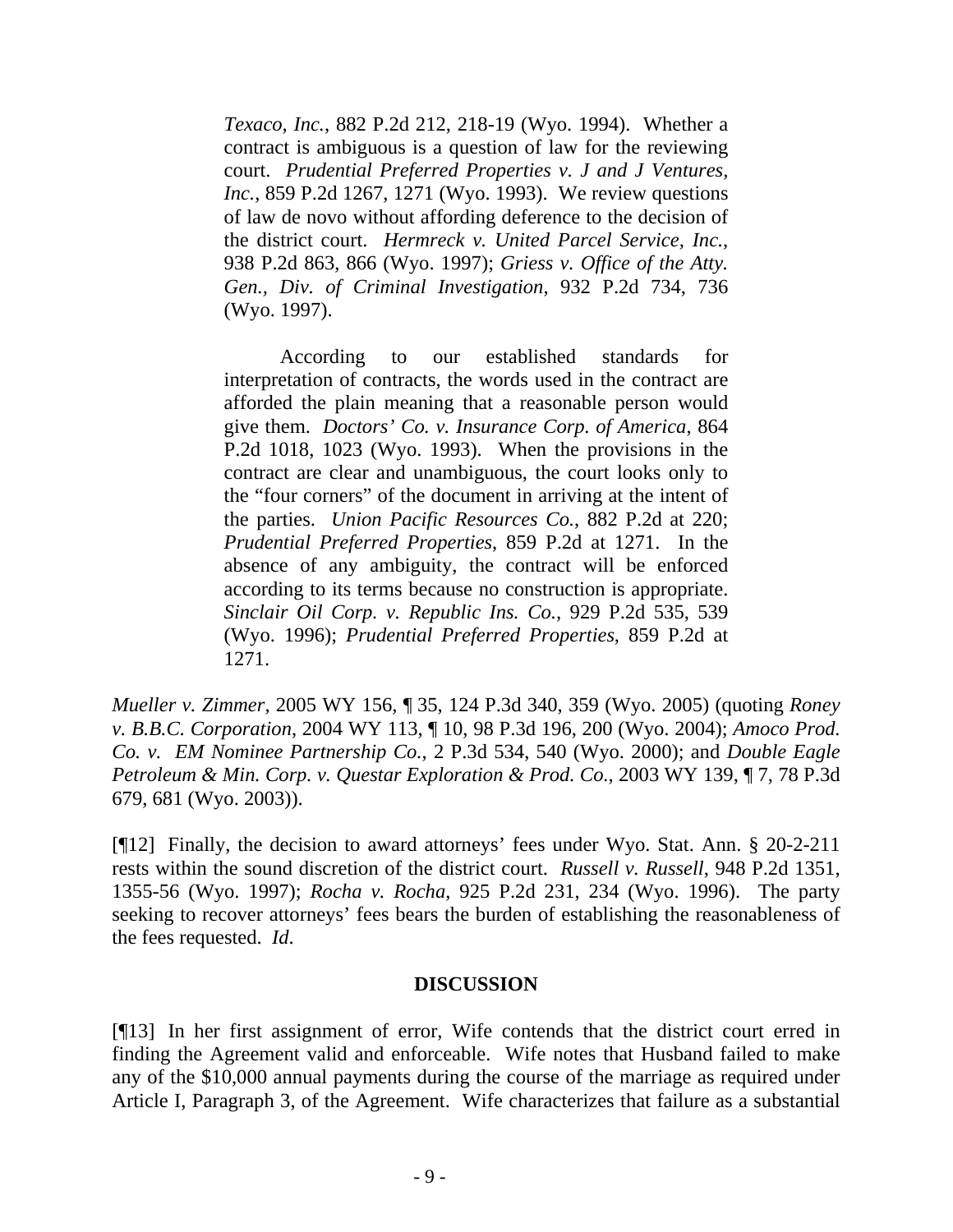> *Texaco, Inc.*, 882 P.2d 212, 218-19 (Wyo. 1994). Whether a contract is ambiguous is a question of law for the reviewing court. *Prudential Preferred Properties v. J and J Ventures, Inc.*, 859 P.2d 1267, 1271 (Wyo. 1993). We review questions of law de novo without affording deference to the decision of the district court. *Hermreck v. United Parcel Service, Inc.*, 938 P.2d 863, 866 (Wyo. 1997); *Griess v. Office of the Atty. Gen., Div. of Criminal Investigation*, 932 P.2d 734, 736 (Wyo. 1997).
>
> According to our established standards for interpretation of contracts, the words used in the contract are afforded the plain meaning that a reasonable person would give them. *Doctors' Co. v. Insurance Corp. of America*, 864 P.2d 1018, 1023 (Wyo. 1993). When the provisions in the contract are clear and unambiguous, the court looks only to the "four corners" of the document in arriving at the intent of the parties. *Union Pacific Resources Co.*, 882 P.2d at 220; *Prudential Preferred Properties*, 859 P.2d at 1271. In the absence of any ambiguity, the contract will be enforced according to its terms because no construction is appropriate. *Sinclair Oil Corp. v. Republic Ins. Co.*, 929 P.2d 535, 539 (Wyo. 1996); *Prudential Preferred Properties*, 859 P.2d at 1271.

*Mueller v. Zimmer*, 2005 WY 156, ¶ 35, 124 P.3d 340, 359 (Wyo. 2005) (quoting *Roney v. B.B.C. Corporation*, 2004 WY 113, ¶ 10, 98 P.3d 196, 200 (Wyo. 2004); *Amoco Prod. Co. v. EM Nominee Partnership Co.*, 2 P.3d 534, 540 (Wyo. 2000); and *Double Eagle Petroleum & Min. Corp. v. Questar Exploration & Prod. Co.*, 2003 WY 139, ¶ 7, 78 P.3d 679, 681 (Wyo. 2003)).

[¶12] Finally, the decision to award attorneys' fees under Wyo. Stat. Ann. § 20-2-211 rests within the sound discretion of the district court. *Russell v. Russell*, 948 P.2d 1351, 1355-56 (Wyo. 1997); *Rocha v. Rocha*, 925 P.2d 231, 234 (Wyo. 1996). The party seeking to recover attorneys' fees bears the burden of establishing the reasonableness of the fees requested. *Id.*

## DISCUSSION

[¶13] In her first assignment of error, Wife contends that the district court erred in finding the Agreement valid and enforceable. Wife notes that Husband failed to make any of the $10,000 annual payments during the course of the marriage as required under Article I, Paragraph 3, of the Agreement. Wife characterizes that failure as a substantial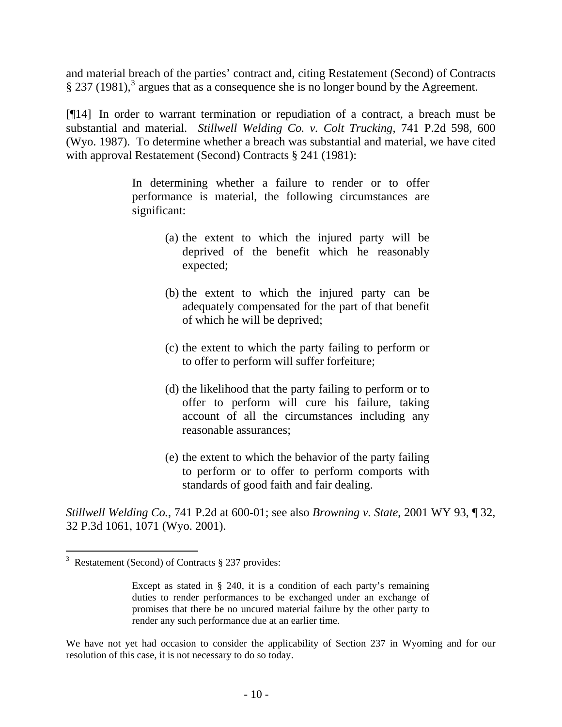and material breach of the parties' contract and, citing Restatement (Second) of Contracts § 237 (1981),[3] argues that as a consequence she is no longer bound by the Agreement.

[¶14] In order to warrant termination or repudiation of a contract, a breach must be substantial and material. *Stillwell Welding Co. v. Colt Trucking*, 741 P.2d 598, 600 (Wyo. 1987). To determine whether a breach was substantial and material, we have cited with approval Restatement (Second) Contracts § 241 (1981):

> In determining whether a failure to render or to offer performance is material, the following circumstances are significant:
>
> (a) the extent to which the injured party will be deprived of the benefit which he reasonably expected;
>
> (b) the extent to which the injured party can be adequately compensated for the part of that benefit of which he will be deprived;
>
> (c) the extent to which the party failing to perform or to offer to perform will suffer forfeiture;
>
> (d) the likelihood that the party failing to perform or to offer to perform will cure his failure, taking account of all the circumstances including any reasonable assurances;
>
> (e) the extent to which the behavior of the party failing to perform or to offer to perform comports with standards of good faith and fair dealing.

*Stillwell Welding Co.*, 741 P.2d at 600-01; see also *Browning v. State*, 2001 WY 93, ¶ 32, 32 P.3d 1061, 1071 (Wyo. 2001).

---

[3] Restatement (Second) of Contracts § 237 provides:

> Except as stated in § 240, it is a condition of each party's remaining duties to render performances to be exchanged under an exchange of promises that there be no uncured material failure by the other party to render any such performance due at an earlier time.

We have not yet had occasion to consider the applicability of Section 237 in Wyoming and for our resolution of this case, it is not necessary to do so today.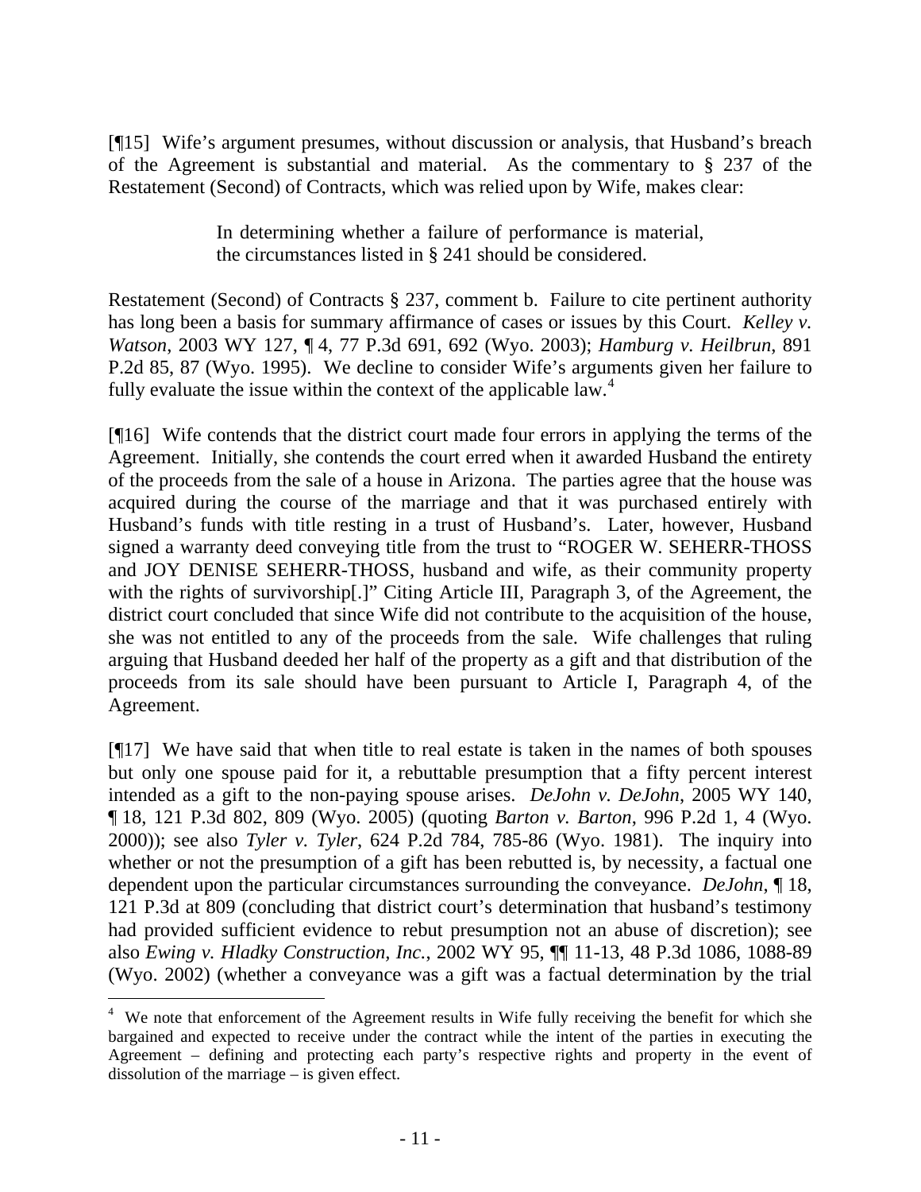[¶15] Wife's argument presumes, without discussion or analysis, that Husband's breach of the Agreement is substantial and material. As the commentary to § 237 of the Restatement (Second) of Contracts, which was relied upon by Wife, makes clear:

> In determining whether a failure of performance is material, the circumstances listed in § 241 should be considered.

Restatement (Second) of Contracts § 237, comment b. Failure to cite pertinent authority has long been a basis for summary affirmance of cases or issues by this Court. *Kelley v. Watson*, 2003 WY 127, ¶ 4, 77 P.3d 691, 692 (Wyo. 2003); *Hamburg v. Heilbrun*, 891 P.2d 85, 87 (Wyo. 1995). We decline to consider Wife's arguments given her failure to fully evaluate the issue within the context of the applicable law.[4]

[¶16] Wife contends that the district court made four errors in applying the terms of the Agreement. Initially, she contends the court erred when it awarded Husband the entirety of the proceeds from the sale of a house in Arizona. The parties agree that the house was acquired during the course of the marriage and that it was purchased entirely with Husband's funds with title resting in a trust of Husband's. Later, however, Husband signed a warranty deed conveying title from the trust to "ROGER W. SEHERR-THOSS and JOY DENISE SEHERR-THOSS, husband and wife, as their community property with the rights of survivorship[.]" Citing Article III, Paragraph 3, of the Agreement, the district court concluded that since Wife did not contribute to the acquisition of the house, she was not entitled to any of the proceeds from the sale. Wife challenges that ruling arguing that Husband deeded her half of the property as a gift and that distribution of the proceeds from its sale should have been pursuant to Article I, Paragraph 4, of the Agreement.

[¶17] We have said that when title to real estate is taken in the names of both spouses but only one spouse paid for it, a rebuttable presumption that a fifty percent interest intended as a gift to the non-paying spouse arises. *DeJohn v. DeJohn*, 2005 WY 140, ¶ 18, 121 P.3d 802, 809 (Wyo. 2005) (quoting *Barton v. Barton*, 996 P.2d 1, 4 (Wyo. 2000)); see also *Tyler v. Tyler*, 624 P.2d 784, 785-86 (Wyo. 1981). The inquiry into whether or not the presumption of a gift has been rebutted is, by necessity, a factual one dependent upon the particular circumstances surrounding the conveyance. *DeJohn*, ¶ 18, 121 P.3d at 809 (concluding that district court's determination that husband's testimony had provided sufficient evidence to rebut presumption not an abuse of discretion); see also *Ewing v. Hladky Construction, Inc.*, 2002 WY 95, ¶¶ 11-13, 48 P.3d 1086, 1088-89 (Wyo. 2002) (whether a conveyance was a gift was a factual determination by the trial

---

[4] We note that enforcement of the Agreement results in Wife fully receiving the benefit for which she bargained and expected to receive under the contract while the intent of the parties in executing the Agreement – defining and protecting each party's respective rights and property in the event of dissolution of the marriage – is given effect.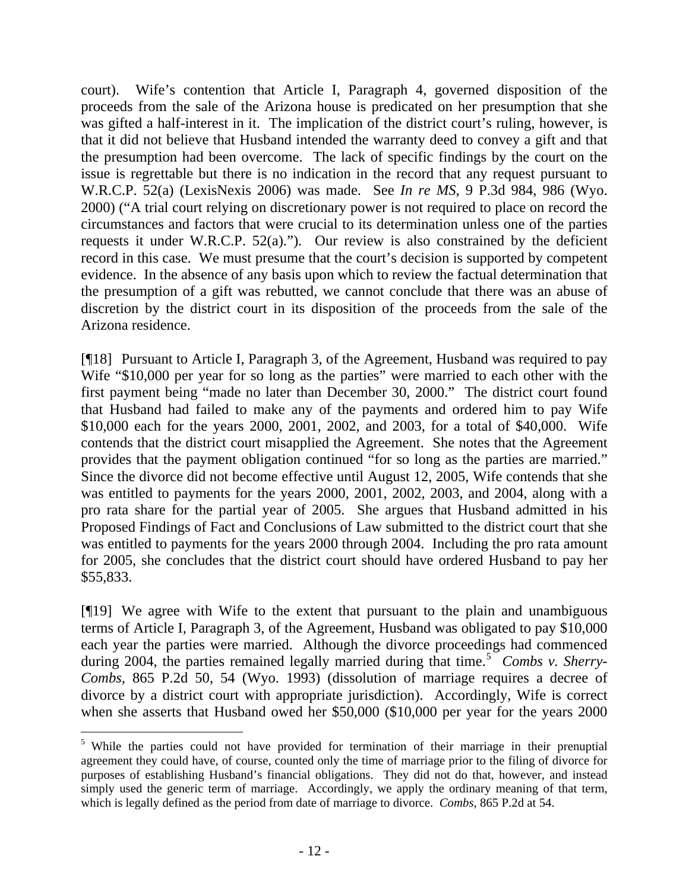court). Wife's contention that Article I, Paragraph 4, governed disposition of the proceeds from the sale of the Arizona house is predicated on her presumption that she was gifted a half-interest in it. The implication of the district court's ruling, however, is that it did not believe that Husband intended the warranty deed to convey a gift and that the presumption had been overcome. The lack of specific findings by the court on the issue is regrettable but there is no indication in the record that any request pursuant to W.R.C.P. 52(a) (LexisNexis 2006) was made. See *In re MS*, 9 P.3d 984, 986 (Wyo. 2000) ("A trial court relying on discretionary power is not required to place on record the circumstances and factors that were crucial to its determination unless one of the parties requests it under W.R.C.P. 52(a)."). Our review is also constrained by the deficient record in this case. We must presume that the court's decision is supported by competent evidence. In the absence of any basis upon which to review the factual determination that the presumption of a gift was rebutted, we cannot conclude that there was an abuse of discretion by the district court in its disposition of the proceeds from the sale of the Arizona residence.

[¶18] Pursuant to Article I, Paragraph 3, of the Agreement, Husband was required to pay Wife "$10,000 per year for so long as the parties" were married to each other with the first payment being "made no later than December 30, 2000." The district court found that Husband had failed to make any of the payments and ordered him to pay Wife $10,000 each for the years 2000, 2001, 2002, and 2003, for a total of $40,000. Wife contends that the district court misapplied the Agreement. She notes that the Agreement provides that the payment obligation continued "for so long as the parties are married." Since the divorce did not become effective until August 12, 2005, Wife contends that she was entitled to payments for the years 2000, 2001, 2002, 2003, and 2004, along with a pro rata share for the partial year of 2005. She argues that Husband admitted in his Proposed Findings of Fact and Conclusions of Law submitted to the district court that she was entitled to payments for the years 2000 through 2004. Including the pro rata amount for 2005, she concludes that the district court should have ordered Husband to pay her $55,833.

[¶19] We agree with Wife to the extent that pursuant to the plain and unambiguous terms of Article I, Paragraph 3, of the Agreement, Husband was obligated to pay $10,000 each year the parties were married. Although the divorce proceedings had commenced during 2004, the parties remained legally married during that time.[5] *Combs v. Sherry-Combs*, 865 P.2d 50, 54 (Wyo. 1993) (dissolution of marriage requires a decree of divorce by a district court with appropriate jurisdiction). Accordingly, Wife is correct when she asserts that Husband owed her $50,000 ($10,000 per year for the years 2000

---

[5] While the parties could not have provided for termination of their marriage in their prenuptial agreement they could have, of course, counted only the time of marriage prior to the filing of divorce for purposes of establishing Husband's financial obligations. They did not do that, however, and instead simply used the generic term of marriage. Accordingly, we apply the ordinary meaning of that term, which is legally defined as the period from date of marriage to divorce. *Combs*, 865 P.2d at 54.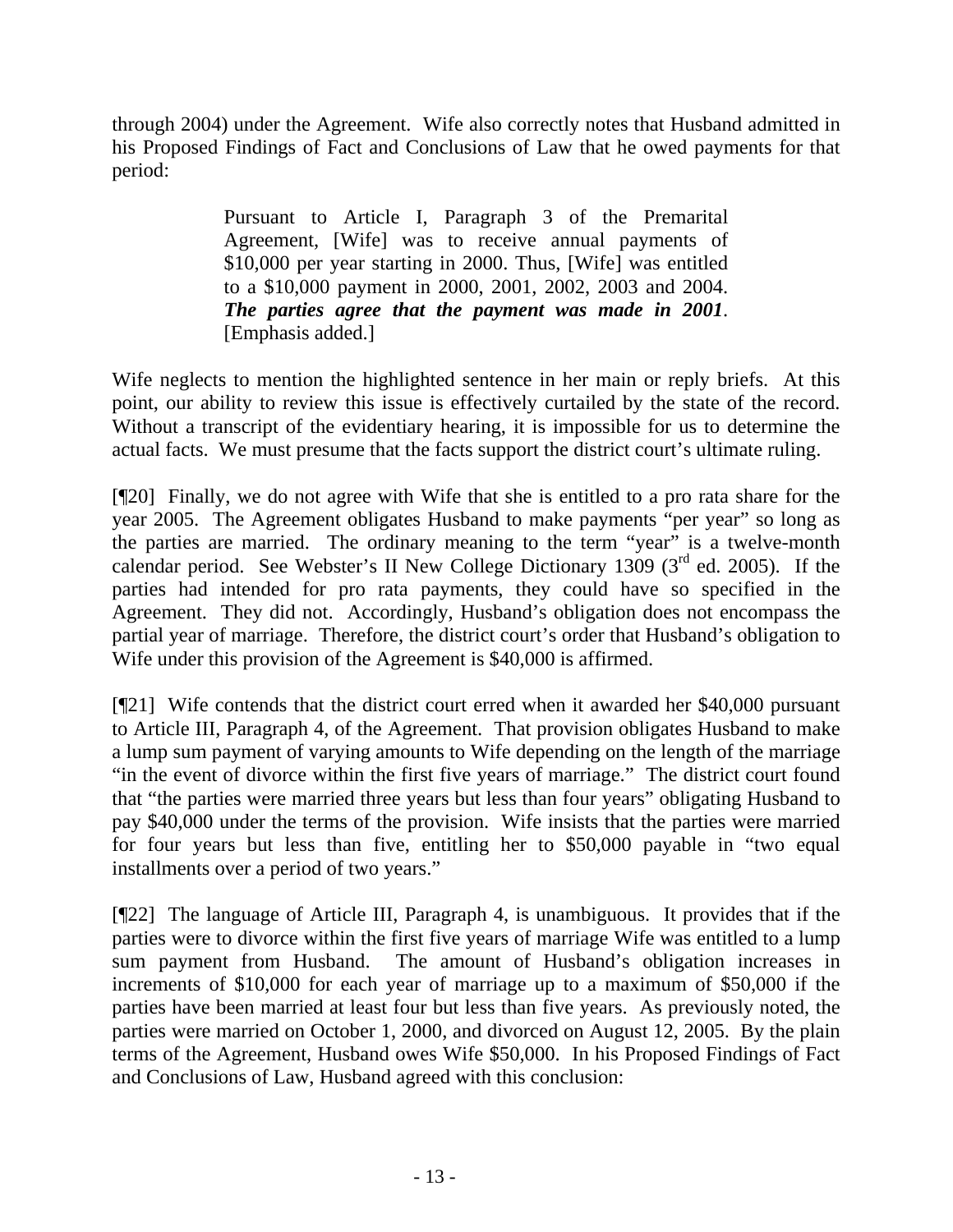through 2004) under the Agreement. Wife also correctly notes that Husband admitted in his Proposed Findings of Fact and Conclusions of Law that he owed payments for that period:

> Pursuant to Article I, Paragraph 3 of the Premarital Agreement, [Wife] was to receive annual payments of $10,000 per year starting in 2000. Thus, [Wife] was entitled to a $10,000 payment in 2000, 2001, 2002, 2003 and 2004. ***The parties agree that the payment was made in 2001***. [Emphasis added.]

Wife neglects to mention the highlighted sentence in her main or reply briefs. At this point, our ability to review this issue is effectively curtailed by the state of the record. Without a transcript of the evidentiary hearing, it is impossible for us to determine the actual facts. We must presume that the facts support the district court's ultimate ruling.

[¶20] Finally, we do not agree with Wife that she is entitled to a pro rata share for the year 2005. The Agreement obligates Husband to make payments "per year" so long as the parties are married. The ordinary meaning to the term "year" is a twelve-month calendar period. See Webster's II New College Dictionary 1309 (3rd ed. 2005). If the parties had intended for pro rata payments, they could have so specified in the Agreement. They did not. Accordingly, Husband's obligation does not encompass the partial year of marriage. Therefore, the district court's order that Husband's obligation to Wife under this provision of the Agreement is $40,000 is affirmed.

[¶21] Wife contends that the district court erred when it awarded her $40,000 pursuant to Article III, Paragraph 4, of the Agreement. That provision obligates Husband to make a lump sum payment of varying amounts to Wife depending on the length of the marriage "in the event of divorce within the first five years of marriage." The district court found that "the parties were married three years but less than four years" obligating Husband to pay $40,000 under the terms of the provision. Wife insists that the parties were married for four years but less than five, entitling her to $50,000 payable in "two equal installments over a period of two years."

[¶22] The language of Article III, Paragraph 4, is unambiguous. It provides that if the parties were to divorce within the first five years of marriage Wife was entitled to a lump sum payment from Husband. The amount of Husband's obligation increases in increments of $10,000 for each year of marriage up to a maximum of $50,000 if the parties have been married at least four but less than five years. As previously noted, the parties were married on October 1, 2000, and divorced on August 12, 2005. By the plain terms of the Agreement, Husband owes Wife $50,000. In his Proposed Findings of Fact and Conclusions of Law, Husband agreed with this conclusion: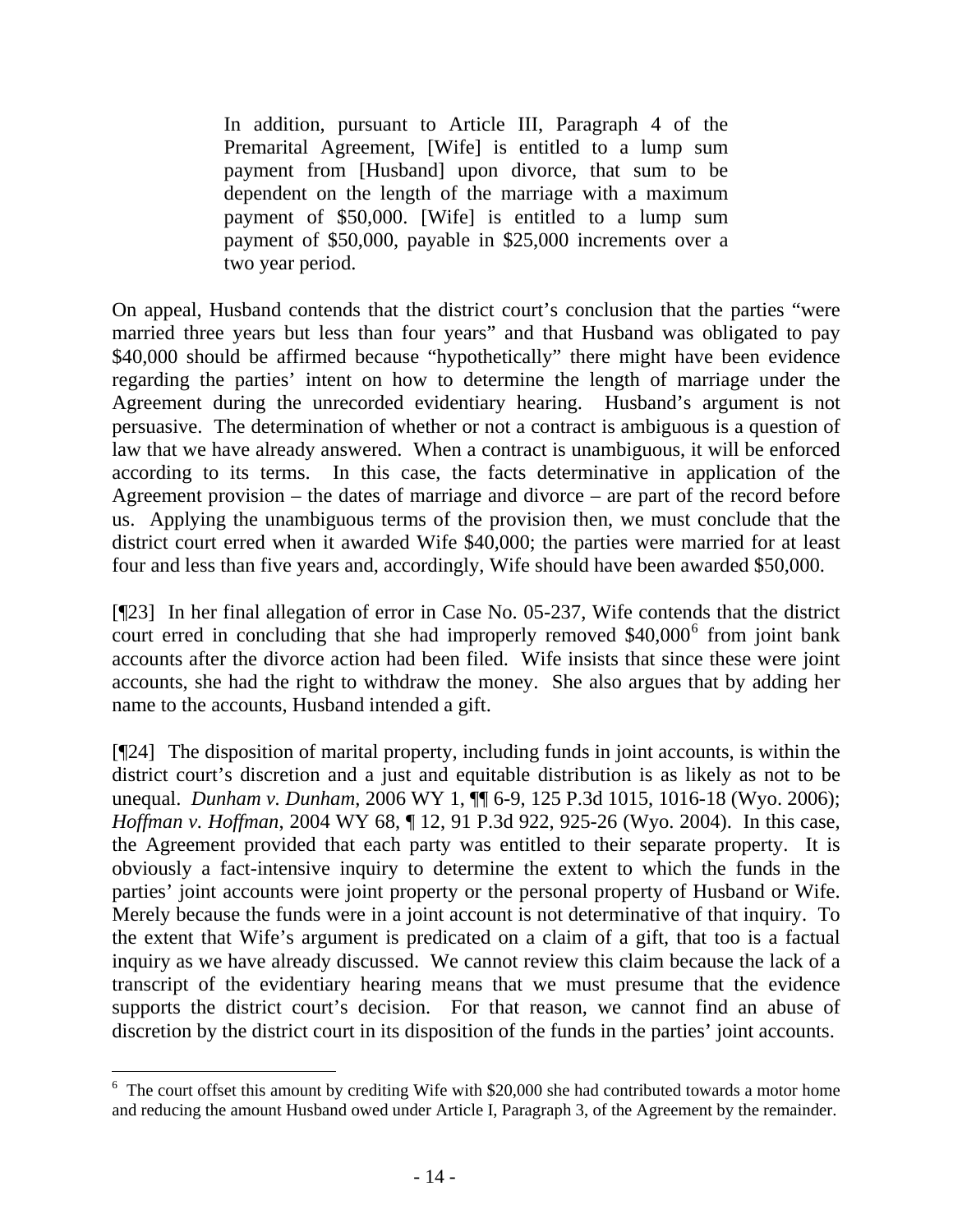> In addition, pursuant to Article III, Paragraph 4 of the Premarital Agreement, [Wife] is entitled to a lump sum payment from [Husband] upon divorce, that sum to be dependent on the length of the marriage with a maximum payment of $50,000. [Wife] is entitled to a lump sum payment of $50,000, payable in $25,000 increments over a two year period.

On appeal, Husband contends that the district court's conclusion that the parties "were married three years but less than four years" and that Husband was obligated to pay $40,000 should be affirmed because "hypothetically" there might have been evidence regarding the parties' intent on how to determine the length of marriage under the Agreement during the unrecorded evidentiary hearing. Husband's argument is not persuasive. The determination of whether or not a contract is ambiguous is a question of law that we have already answered. When a contract is unambiguous, it will be enforced according to its terms. In this case, the facts determinative in application of the Agreement provision – the dates of marriage and divorce – are part of the record before us. Applying the unambiguous terms of the provision then, we must conclude that the district court erred when it awarded Wife $40,000; the parties were married for at least four and less than five years and, accordingly, Wife should have been awarded $50,000.

[¶23] In her final allegation of error in Case No. 05-237, Wife contends that the district court erred in concluding that she had improperly removed $40,000[6] from joint bank accounts after the divorce action had been filed. Wife insists that since these were joint accounts, she had the right to withdraw the money. She also argues that by adding her name to the accounts, Husband intended a gift.

[¶24] The disposition of marital property, including funds in joint accounts, is within the district court's discretion and a just and equitable distribution is as likely as not to be unequal. *Dunham v. Dunham*, 2006 WY 1, ¶¶ 6-9, 125 P.3d 1015, 1016-18 (Wyo. 2006); *Hoffman v. Hoffman*, 2004 WY 68, ¶ 12, 91 P.3d 922, 925-26 (Wyo. 2004). In this case, the Agreement provided that each party was entitled to their separate property. It is obviously a fact-intensive inquiry to determine the extent to which the funds in the parties' joint accounts were joint property or the personal property of Husband or Wife. Merely because the funds were in a joint account is not determinative of that inquiry. To the extent that Wife's argument is predicated on a claim of a gift, that too is a factual inquiry as we have already discussed. We cannot review this claim because the lack of a transcript of the evidentiary hearing means that we must presume that the evidence supports the district court's decision. For that reason, we cannot find an abuse of discretion by the district court in its disposition of the funds in the parties' joint accounts.

---

[6] The court offset this amount by crediting Wife with $20,000 she had contributed towards a motor home and reducing the amount Husband owed under Article I, Paragraph 3, of the Agreement by the remainder.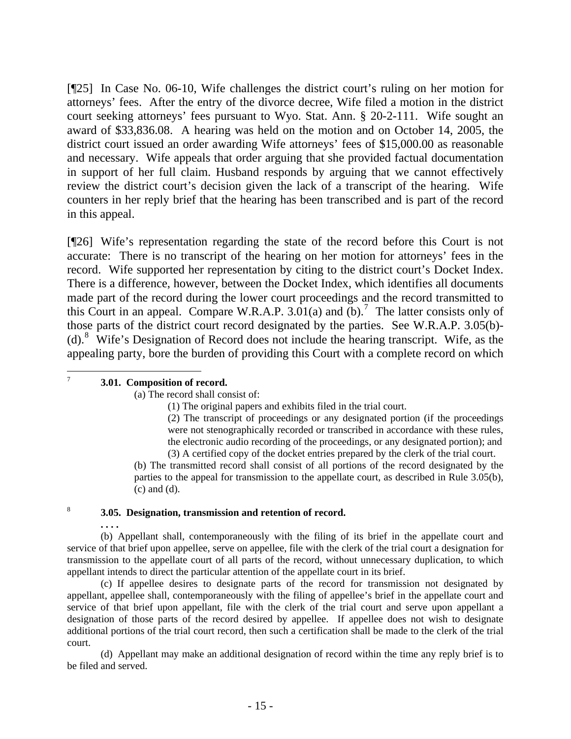[¶25] In Case No. 06-10, Wife challenges the district court's ruling on her motion for attorneys' fees. After the entry of the divorce decree, Wife filed a motion in the district court seeking attorneys' fees pursuant to Wyo. Stat. Ann. § 20-2-111. Wife sought an award of $33,836.08. A hearing was held on the motion and on October 14, 2005, the district court issued an order awarding Wife attorneys' fees of $15,000.00 as reasonable and necessary. Wife appeals that order arguing that she provided factual documentation in support of her full claim. Husband responds by arguing that we cannot effectively review the district court's decision given the lack of a transcript of the hearing. Wife counters in her reply brief that the hearing has been transcribed and is part of the record in this appeal.

[¶26] Wife's representation regarding the state of the record before this Court is not accurate: There is no transcript of the hearing on her motion for attorneys' fees in the record. Wife supported her representation by citing to the district court's Docket Index. There is a difference, however, between the Docket Index, which identifies all documents made part of the record during the lower court proceedings and the record transmitted to this Court in an appeal. Compare W.R.A.P. 3.01(a) and (b).[7] The latter consists only of those parts of the district court record designated by the parties. See W.R.A.P. 3.05(b)-(d).[8] Wife's Designation of Record does not include the hearing transcript. Wife, as the appealing party, bore the burden of providing this Court with a complete record on which

---

[7] **3.01. Composition of record.**

> (a) The record shall consist of:
>
> > (1) The original papers and exhibits filed in the trial court.
> >
> > (2) The transcript of proceedings or any designated portion (if the proceedings were not stenographically recorded or transcribed in accordance with these rules, the electronic audio recording of the proceedings, or any designated portion); and
> >
> > (3) A certified copy of the docket entries prepared by the clerk of the trial court.
>
> (b) The transmitted record shall consist of all portions of the record designated by the parties to the appeal for transmission to the appellate court, as described in Rule 3.05(b), (c) and (d).

[8] **3.05. Designation, transmission and retention of record.**

**. . . .**

(b) Appellant shall, contemporaneously with the filing of its brief in the appellate court and service of that brief upon appellee, serve on appellee, file with the clerk of the trial court a designation for transmission to the appellate court of all parts of the record, without unnecessary duplication, to which appellant intends to direct the particular attention of the appellate court in its brief.

(c) If appellee desires to designate parts of the record for transmission not designated by appellant, appellee shall, contemporaneously with the filing of appellee's brief in the appellate court and service of that brief upon appellant, file with the clerk of the trial court and serve upon appellant a designation of those parts of the record desired by appellee. If appellee does not wish to designate additional portions of the trial court record, then such a certification shall be made to the clerk of the trial court.

(d) Appellant may make an additional designation of record within the time any reply brief is to be filed and served.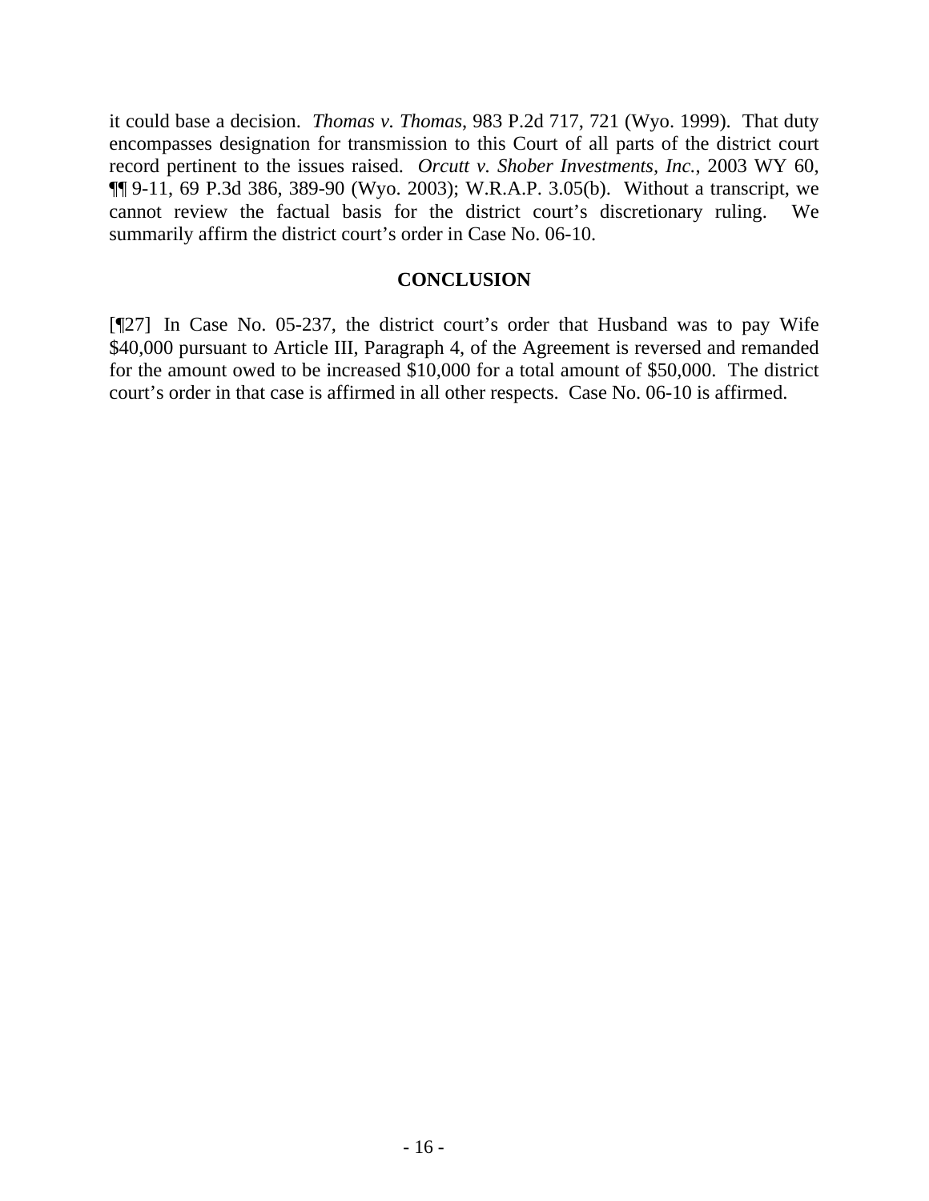it could base a decision. *Thomas v. Thomas*, 983 P.2d 717, 721 (Wyo. 1999). That duty encompasses designation for transmission to this Court of all parts of the district court record pertinent to the issues raised. *Orcutt v. Shober Investments, Inc.*, 2003 WY 60, ¶¶ 9-11, 69 P.3d 386, 389-90 (Wyo. 2003); W.R.A.P. 3.05(b). Without a transcript, we cannot review the factual basis for the district court's discretionary ruling. We summarily affirm the district court's order in Case No. 06-10.

## CONCLUSION

[¶27] In Case No. 05-237, the district court's order that Husband was to pay Wife $40,000 pursuant to Article III, Paragraph 4, of the Agreement is reversed and remanded for the amount owed to be increased $10,000 for a total amount of $50,000. The district court's order in that case is affirmed in all other respects. Case No. 06-10 is affirmed.